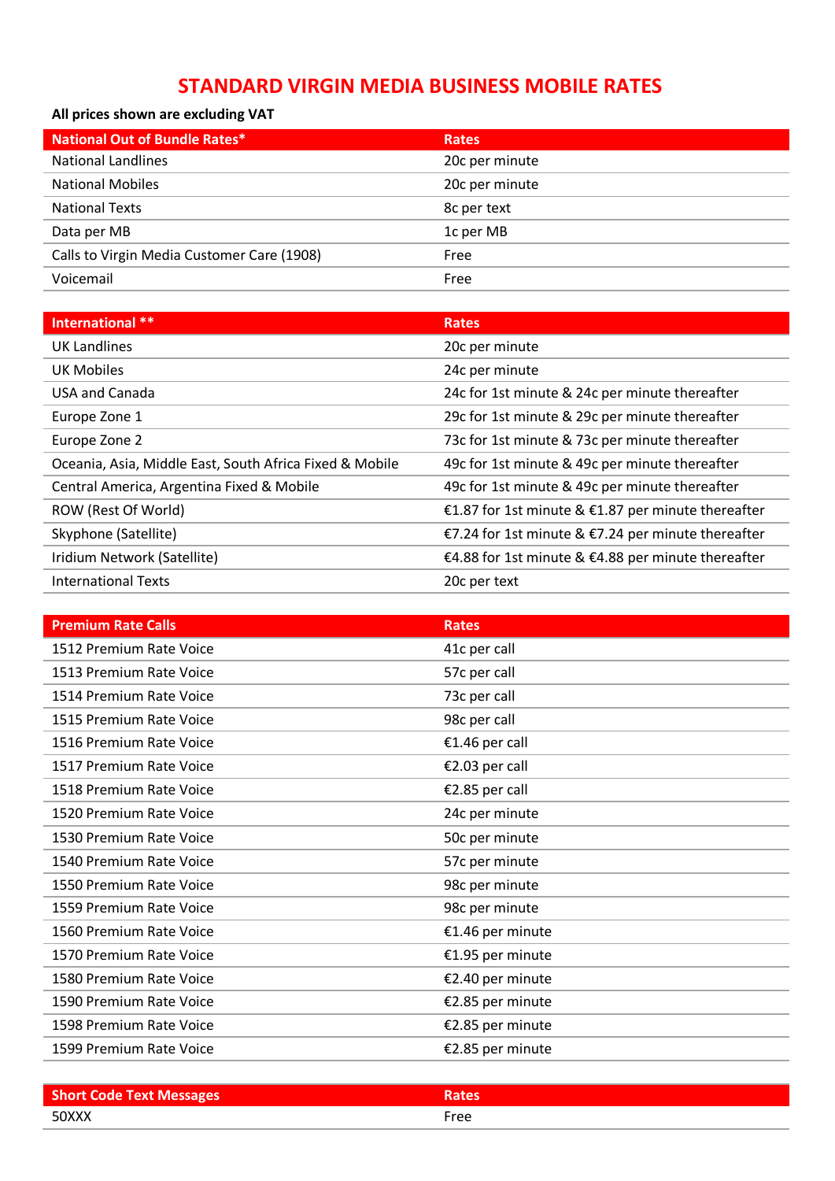# STANDARD VIRGIN MEDIA BUSINESS MOBILE RATES

**All prices shown are excluding VAT**

| National Out of Bundle Rates* | Rates |
|---|---|
| National Landlines | 20c per minute |
| National Mobiles | 20c per minute |
| National Texts | 8c per text |
| Data per MB | 1c per MB |
| Calls to Virgin Media Customer Care (1908) | Free |
| Voicemail | Free |

| International ** | Rates |
|---|---|
| UK Landlines | 20c per minute |
| UK Mobiles | 24c per minute |
| USA and Canada | 24c for 1st minute & 24c per minute thereafter |
| Europe Zone 1 | 29c for 1st minute & 29c per minute thereafter |
| Europe Zone 2 | 73c for 1st minute & 73c per minute thereafter |
| Oceania, Asia, Middle East, South Africa Fixed & Mobile | 49c for 1st minute & 49c per minute thereafter |
| Central America, Argentina Fixed & Mobile | 49c for 1st minute & 49c per minute thereafter |
| ROW (Rest Of World) | €1.87 for 1st minute & €1.87 per minute thereafter |
| Skyphone (Satellite) | €7.24 for 1st minute & €7.24 per minute thereafter |
| Iridium Network (Satellite) | €4.88 for 1st minute & €4.88 per minute thereafter |
| International Texts | 20c per text |

| Premium Rate Calls | Rates |
|---|---|
| 1512 Premium Rate Voice | 41c per call |
| 1513 Premium Rate Voice | 57c per call |
| 1514 Premium Rate Voice | 73c per call |
| 1515 Premium Rate Voice | 98c per call |
| 1516 Premium Rate Voice | €1.46 per call |
| 1517 Premium Rate Voice | €2.03 per call |
| 1518 Premium Rate Voice | €2.85 per call |
| 1520 Premium Rate Voice | 24c per minute |
| 1530 Premium Rate Voice | 50c per minute |
| 1540 Premium Rate Voice | 57c per minute |
| 1550 Premium Rate Voice | 98c per minute |
| 1559 Premium Rate Voice | 98c per minute |
| 1560 Premium Rate Voice | €1.46 per minute |
| 1570 Premium Rate Voice | €1.95 per minute |
| 1580 Premium Rate Voice | €2.40 per minute |
| 1590 Premium Rate Voice | €2.85 per minute |
| 1598 Premium Rate Voice | €2.85 per minute |
| 1599 Premium Rate Voice | €2.85 per minute |

| Short Code Text Messages | Rates |
|---|---|
| 50XXX | Free |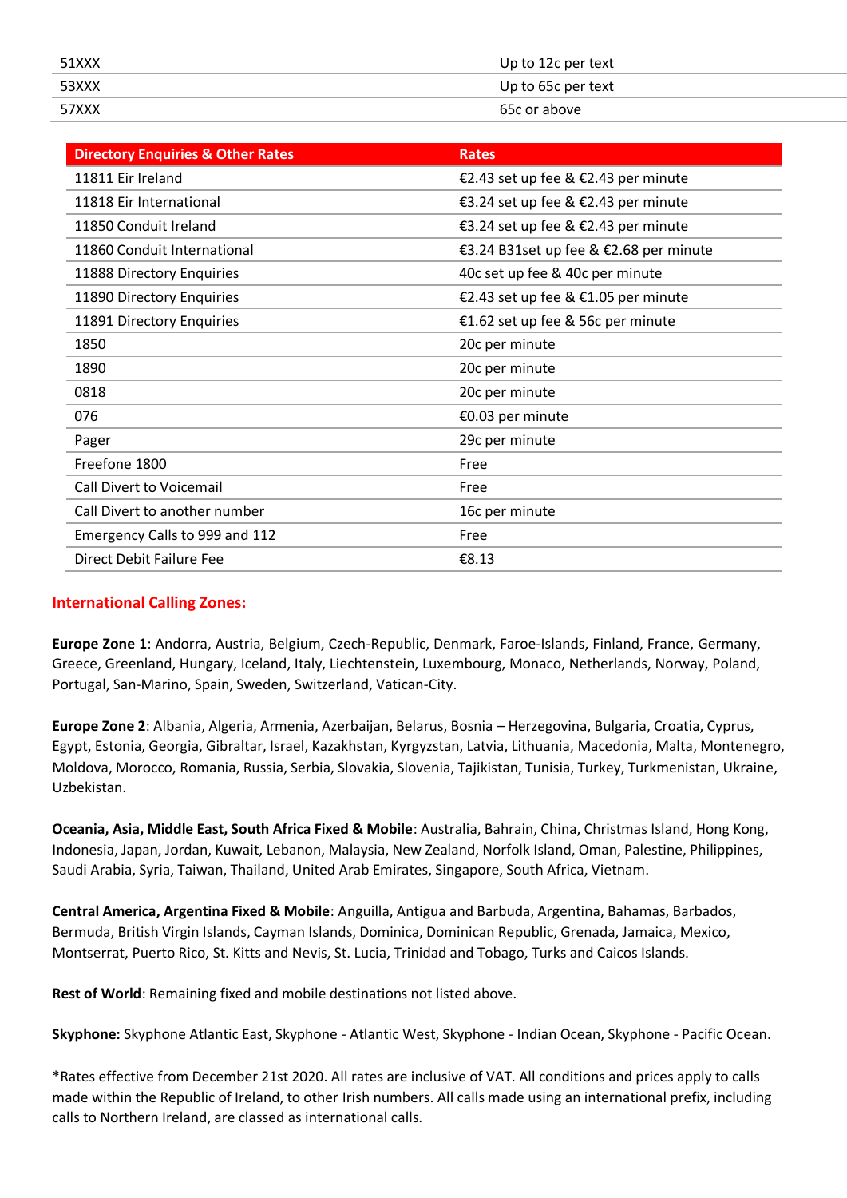| | |
|---|---|
| 51XXX | Up to 12c per text |
| 53XXX | Up to 65c per text |
| 57XXX | 65c or above |

| Directory Enquiries & Other Rates | Rates |
|---|---|
| 11811 Eir Ireland | €2.43 set up fee & €2.43 per minute |
| 11818 Eir International | €3.24 set up fee & €2.43 per minute |
| 11850 Conduit Ireland | €3.24 set up fee & €2.43 per minute |
| 11860 Conduit International | €3.24 B31set up fee & €2.68 per minute |
| 11888 Directory Enquiries | 40c set up fee & 40c per minute |
| 11890 Directory Enquiries | €2.43 set up fee & €1.05 per minute |
| 11891 Directory Enquiries | €1.62 set up fee & 56c per minute |
| 1850 | 20c per minute |
| 1890 | 20c per minute |
| 0818 | 20c per minute |
| 076 | €0.03 per minute |
| Pager | 29c per minute |
| Freefone 1800 | Free |
| Call Divert to Voicemail | Free |
| Call Divert to another number | 16c per minute |
| Emergency Calls to 999 and 112 | Free |
| Direct Debit Failure Fee | €8.13 |

## International Calling Zones:

**Europe Zone 1**: Andorra, Austria, Belgium, Czech-Republic, Denmark, Faroe-Islands, Finland, France, Germany, Greece, Greenland, Hungary, Iceland, Italy, Liechtenstein, Luxembourg, Monaco, Netherlands, Norway, Poland, Portugal, San-Marino, Spain, Sweden, Switzerland, Vatican-City.

**Europe Zone 2**: Albania, Algeria, Armenia, Azerbaijan, Belarus, Bosnia – Herzegovina, Bulgaria, Croatia, Cyprus, Egypt, Estonia, Georgia, Gibraltar, Israel, Kazakhstan, Kyrgyzstan, Latvia, Lithuania, Macedonia, Malta, Montenegro, Moldova, Morocco, Romania, Russia, Serbia, Slovakia, Slovenia, Tajikistan, Tunisia, Turkey, Turkmenistan, Ukraine, Uzbekistan.

**Oceania, Asia, Middle East, South Africa Fixed & Mobile**: Australia, Bahrain, China, Christmas Island, Hong Kong, Indonesia, Japan, Jordan, Kuwait, Lebanon, Malaysia, New Zealand, Norfolk Island, Oman, Palestine, Philippines, Saudi Arabia, Syria, Taiwan, Thailand, United Arab Emirates, Singapore, South Africa, Vietnam.

**Central America, Argentina Fixed & Mobile**: Anguilla, Antigua and Barbuda, Argentina, Bahamas, Barbados, Bermuda, British Virgin Islands, Cayman Islands, Dominica, Dominican Republic, Grenada, Jamaica, Mexico, Montserrat, Puerto Rico, St. Kitts and Nevis, St. Lucia, Trinidad and Tobago, Turks and Caicos Islands.

**Rest of World**: Remaining fixed and mobile destinations not listed above.

**Skyphone:** Skyphone Atlantic East, Skyphone - Atlantic West, Skyphone - Indian Ocean, Skyphone - Pacific Ocean.

*Rates effective from December 21st 2020. All rates are inclusive of VAT. All conditions and prices apply to calls made within the Republic of Ireland, to other Irish numbers. All calls made using an international prefix, including calls to Northern Ireland, are classed as international calls.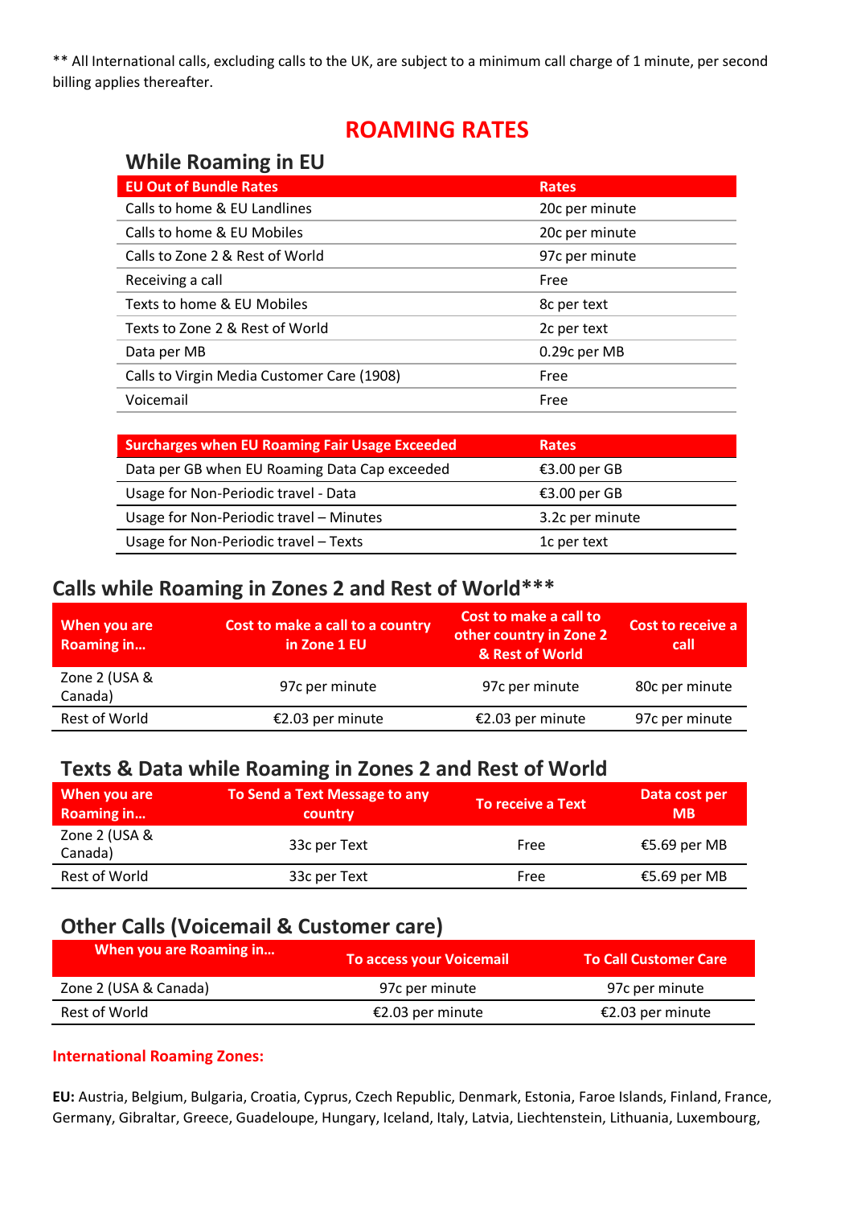** All International calls, excluding calls to the UK, are subject to a minimum call charge of 1 minute, per second billing applies thereafter.

# ROAMING RATES

## While Roaming in EU

| EU Out of Bundle Rates | Rates |
|---|---|
| Calls to home & EU Landlines | 20c per minute |
| Calls to home & EU Mobiles | 20c per minute |
| Calls to Zone 2 & Rest of World | 97c per minute |
| Receiving a call | Free |
| Texts to home & EU Mobiles | 8c per text |
| Texts to Zone 2 & Rest of World | 2c per text |
| Data per MB | 0.29c per MB |
| Calls to Virgin Media Customer Care (1908) | Free |
| Voicemail | Free |

| Surcharges when EU Roaming Fair Usage Exceeded | Rates |
|---|---|
| Data per GB when EU Roaming Data Cap exceeded | €3.00 per GB |
| Usage for Non-Periodic travel - Data | €3.00 per GB |
| Usage for Non-Periodic travel – Minutes | 3.2c per minute |
| Usage for Non-Periodic travel – Texts | 1c per text |

## Calls while Roaming in Zones 2 and Rest of World***

| When you are Roaming in… | Cost to make a call to a country in Zone 1 EU | Cost to make a call to other country in Zone 2 & Rest of World | Cost to receive a call |
|---|---|---|---|
| Zone 2 (USA & Canada) | 97c per minute | 97c per minute | 80c per minute |
| Rest of World | €2.03 per minute | €2.03 per minute | 97c per minute |

## Texts & Data while Roaming in Zones 2 and Rest of World

| When you are Roaming in… | To Send a Text Message to any country | To receive a Text | Data cost per MB |
|---|---|---|---|
| Zone 2 (USA & Canada) | 33c per Text | Free | €5.69 per MB |
| Rest of World | 33c per Text | Free | €5.69 per MB |

## Other Calls (Voicemail & Customer care)

| When you are Roaming in… | To access your Voicemail | To Call Customer Care |
|---|---|---|
| Zone 2 (USA & Canada) | 97c per minute | 97c per minute |
| Rest of World | €2.03 per minute | €2.03 per minute |

**International Roaming Zones:**

**EU:** Austria, Belgium, Bulgaria, Croatia, Cyprus, Czech Republic, Denmark, Estonia, Faroe Islands, Finland, France, Germany, Gibraltar, Greece, Guadeloupe, Hungary, Iceland, Italy, Latvia, Liechtenstein, Lithuania, Luxembourg,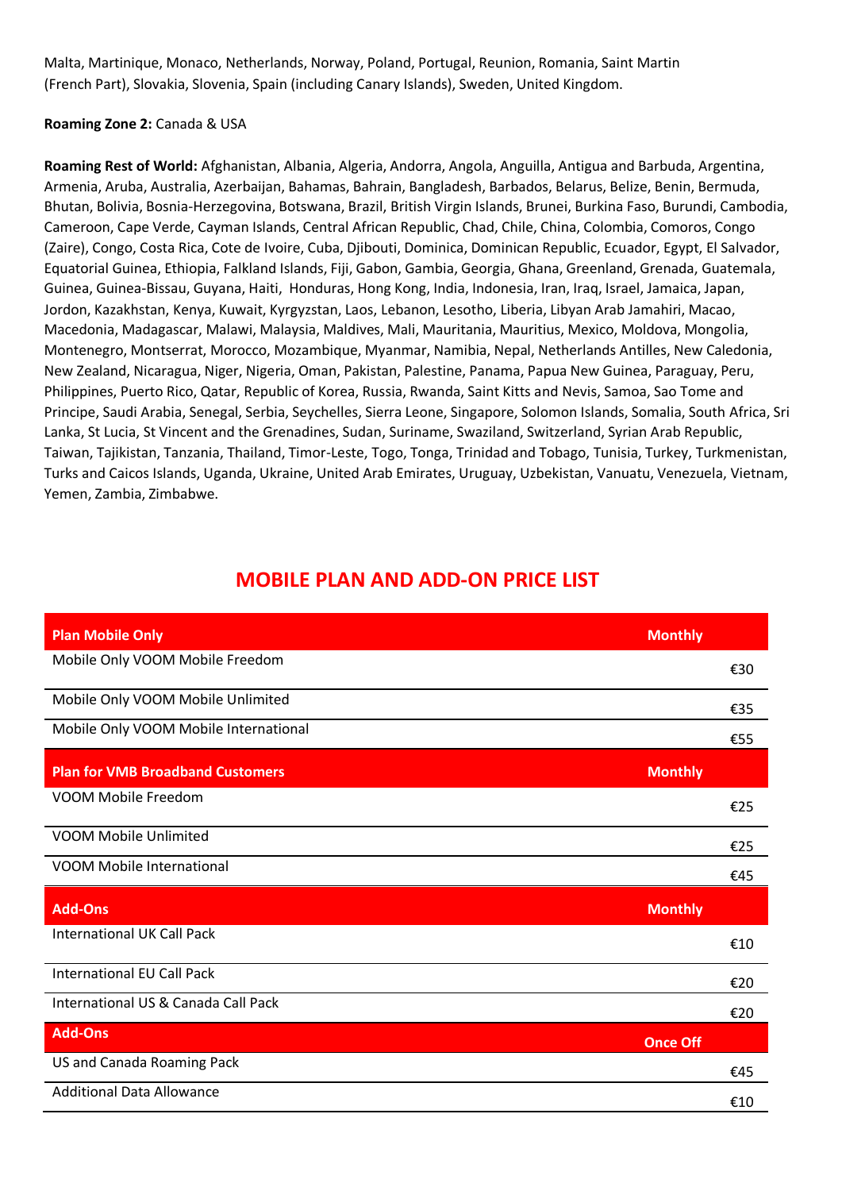Malta, Martinique, Monaco, Netherlands, Norway, Poland, Portugal, Reunion, Romania, Saint Martin (French Part), Slovakia, Slovenia, Spain (including Canary Islands), Sweden, United Kingdom.

**Roaming Zone 2:** Canada & USA

**Roaming Rest of World:** Afghanistan, Albania, Algeria, Andorra, Angola, Anguilla, Antigua and Barbuda, Argentina, Armenia, Aruba, Australia, Azerbaijan, Bahamas, Bahrain, Bangladesh, Barbados, Belarus, Belize, Benin, Bermuda, Bhutan, Bolivia, Bosnia-Herzegovina, Botswana, Brazil, British Virgin Islands, Brunei, Burkina Faso, Burundi, Cambodia, Cameroon, Cape Verde, Cayman Islands, Central African Republic, Chad, Chile, China, Colombia, Comoros, Congo (Zaire), Congo, Costa Rica, Cote de Ivoire, Cuba, Djibouti, Dominica, Dominican Republic, Ecuador, Egypt, El Salvador, Equatorial Guinea, Ethiopia, Falkland Islands, Fiji, Gabon, Gambia, Georgia, Ghana, Greenland, Grenada, Guatemala, Guinea, Guinea-Bissau, Guyana, Haiti, Honduras, Hong Kong, India, Indonesia, Iran, Iraq, Israel, Jamaica, Japan, Jordon, Kazakhstan, Kenya, Kuwait, Kyrgyzstan, Laos, Lebanon, Lesotho, Liberia, Libyan Arab Jamahiri, Macao, Macedonia, Madagascar, Malawi, Malaysia, Maldives, Mali, Mauritania, Mauritius, Mexico, Moldova, Mongolia, Montenegro, Montserrat, Morocco, Mozambique, Myanmar, Namibia, Nepal, Netherlands Antilles, New Caledonia, New Zealand, Nicaragua, Niger, Nigeria, Oman, Pakistan, Palestine, Panama, Papua New Guinea, Paraguay, Peru, Philippines, Puerto Rico, Qatar, Republic of Korea, Russia, Rwanda, Saint Kitts and Nevis, Samoa, Sao Tome and Principe, Saudi Arabia, Senegal, Serbia, Seychelles, Sierra Leone, Singapore, Solomon Islands, Somalia, South Africa, Sri Lanka, St Lucia, St Vincent and the Grenadines, Sudan, Suriname, Swaziland, Switzerland, Syrian Arab Republic, Taiwan, Tajikistan, Tanzania, Thailand, Timor-Leste, Togo, Tonga, Trinidad and Tobago, Tunisia, Turkey, Turkmenistan, Turks and Caicos Islands, Uganda, Ukraine, United Arab Emirates, Uruguay, Uzbekistan, Vanuatu, Venezuela, Vietnam, Yemen, Zambia, Zimbabwe.

## MOBILE PLAN AND ADD-ON PRICE LIST

| **Plan Mobile Only** | **Monthly** |
|---|---|
| Mobile Only VOOM Mobile Freedom | €30 |
| Mobile Only VOOM Mobile Unlimited | €35 |
| Mobile Only VOOM Mobile International | €55 |
| **Plan for VMB Broadband Customers** | **Monthly** |
| VOOM Mobile Freedom | €25 |
| VOOM Mobile Unlimited | €25 |
| VOOM Mobile International | €45 |
| **Add-Ons** | **Monthly** |
| International UK Call Pack | €10 |
| International EU Call Pack | €20 |
| International US & Canada Call Pack | €20 |
| **Add-Ons** | **Once Off** |
| US and Canada Roaming Pack | €45 |
| Additional Data Allowance | €10 |